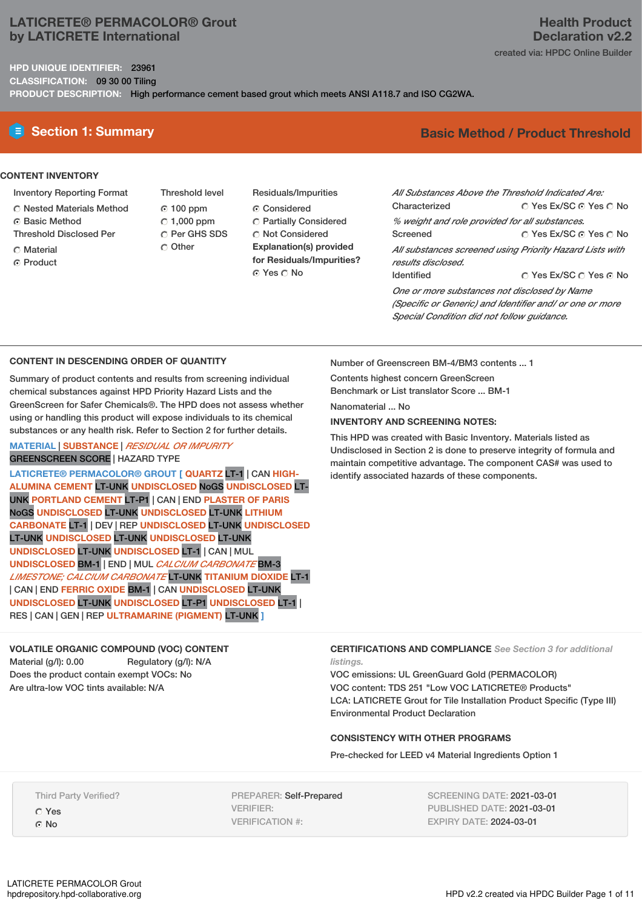# LATICRETE® PERMACOLOR® Grout
## by LATICRETE International

**Health Product Declaration v2.2**

created via: HPDC Online Builder

**HPD UNIQUE IDENTIFIER:** 23961

**CLASSIFICATION:** 09 30 00 Tiling

**PRODUCT DESCRIPTION:** High performance cement based grout which meets ANSI A118.7 and ISO CG2WA.

## Section 1: Summary

**Basic Method / Product Threshold**

### CONTENT INVENTORY

Inventory Reporting Format
- ○ Nested Materials Method
- ◉ Basic Method

Threshold Disclosed Per
- ○ Material
- ◉ Product

Threshold level
- ◉ 100 ppm
- ○ 1,000 ppm
- ○ Per GHS SDS
- ○ Other

Residuals/Impurities
- ◉ Considered
- ○ Partially Considered
- ○ Not Considered

**Explanation(s) provided for Residuals/Impurities?**
◉ Yes ○ No

*All Substances Above the Threshold Indicated Are:*

Characterized ○ Yes Ex/SC ◉ Yes ○ No

*% weight and role provided for all substances.*

Screened ○ Yes Ex/SC ◉ Yes ○ No

*All substances screened using Priority Hazard Lists with results disclosed.*

Identified ○ Yes Ex/SC ○ Yes ◉ No

*One or more substances not disclosed by Name (Specific or Generic) and Identifier and/ or one or more Special Condition did not follow guidance.*

### CONTENT IN DESCENDING ORDER OF QUANTITY

Summary of product contents and results from screening individual chemical substances against HPD Priority Hazard Lists and the GreenScreen for Safer Chemicals®. The HPD does not assess whether using or handling this product will expose individuals to its chemical substances or any health risk. Refer to Section 2 for further details.

MATERIAL | SUBSTANCE | *RESIDUAL OR IMPURITY*
GREENSCREEN SCORE | HAZARD TYPE

LATICRETE® PERMACOLOR® GROUT [ QUARTZ LT-1 | CAN HIGH-ALUMINA CEMENT LT-UNK UNDISCLOSED NoGS UNDISCLOSED LT-UNK PORTLAND CEMENT LT-P1 | CAN | END PLASTER OF PARIS NoGS UNDISCLOSED LT-UNK UNDISCLOSED LT-UNK LITHIUM CARBONATE LT-1 | DEV | REP UNDISCLOSED LT-UNK UNDISCLOSED LT-UNK UNDISCLOSED LT-UNK UNDISCLOSED LT-UNK UNDISCLOSED LT-UNK UNDISCLOSED LT-1 | CAN | MUL UNDISCLOSED BM-1 | END | MUL *CALCIUM CARBONATE* BM-3 *LIMESTONE; CALCIUM CARBONATE* LT-UNK TITANIUM DIOXIDE LT-1 | CAN | END FERRIC OXIDE BM-1 | CAN UNDISCLOSED LT-UNK UNDISCLOSED LT-UNK UNDISCLOSED LT-P1 UNDISCLOSED LT-1 | RES | CAN | GEN | REP ULTRAMARINE (PIGMENT) LT-UNK ]

Number of Greenscreen BM-4/BM3 contents ... 1

Contents highest concern GreenScreen Benchmark or List translator Score ... BM-1

Nanomaterial ... No

**INVENTORY AND SCREENING NOTES:**

This HPD was created with Basic Inventory. Materials listed as Undisclosed in Section 2 is done to preserve integrity of formula and maintain competitive advantage. The component CAS# was used to identify associated hazards of these components.

### VOLATILE ORGANIC COMPOUND (VOC) CONTENT

Material (g/l): 0.00 Regulatory (g/l): N/A

Does the product contain exempt VOCs: No

Are ultra-low VOC tints available: N/A

### CERTIFICATIONS AND COMPLIANCE *See Section 3 for additional listings.*

VOC emissions: UL GreenGuard Gold (PERMACOLOR)

VOC content: TDS 251 "Low VOC LATICRETE® Products"

LCA: LATICRETE Grout for Tile Installation Product Specific (Type III) Environmental Product Declaration

### CONSISTENCY WITH OTHER PROGRAMS

Pre-checked for LEED v4 Material Ingredients Option 1

Third Party Verified?
- ○ Yes
- ◉ No

PREPARER: Self-Prepared
VERIFIER:
VERIFICATION #:

SCREENING DATE: 2021-03-01
PUBLISHED DATE: 2021-03-01
EXPIRY DATE: 2024-03-01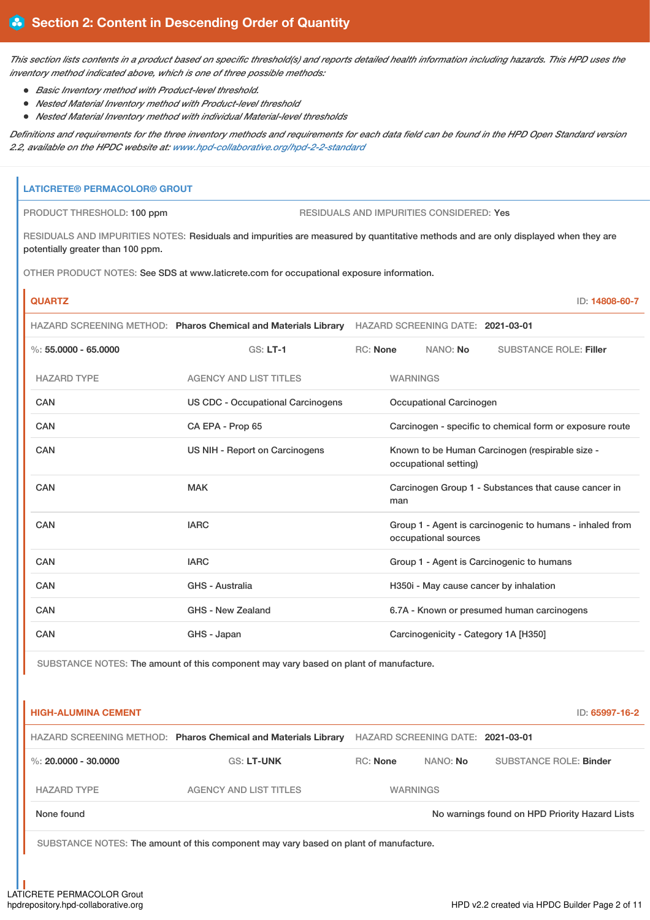## Section 2: Content in Descending Order of Quantity

*This section lists contents in a product based on specific threshold(s) and reports detailed health information including hazards. This HPD uses the inventory method indicated above, which is one of three possible methods:*

- *Basic Inventory method with Product-level threshold.*
- *Nested Material Inventory method with Product-level threshold*
- *Nested Material Inventory method with individual Material-level thresholds*

*Definitions and requirements for the three inventory methods and requirements for each data field can be found in the HPD Open Standard version 2.2, available on the HPDC website at: www.hpd-collaborative.org/hpd-2-2-standard*

### LATICRETE® PERMACOLOR® GROUT

PRODUCT THRESHOLD: 100 ppm

RESIDUALS AND IMPURITIES CONSIDERED: Yes

RESIDUALS AND IMPURITIES NOTES: Residuals and impurities are measured by quantitative methods and are only displayed when they are potentially greater than 100 ppm.

OTHER PRODUCT NOTES: See SDS at www.laticrete.com for occupational exposure information.

#### QUARTZ

ID: 14808-60-7

HAZARD SCREENING METHOD: **Pharos Chemical and Materials Library** HAZARD SCREENING DATE: **2021-03-01**

%: **55.0000 - 65.0000** GS: **LT-1** RC: **None** NANO: **No** SUBSTANCE ROLE: **Filler**

| HAZARD TYPE | AGENCY AND LIST TITLES | WARNINGS |
|---|---|---|
| CAN | US CDC - Occupational Carcinogens | Occupational Carcinogen |
| CAN | CA EPA - Prop 65 | Carcinogen - specific to chemical form or exposure route |
| CAN | US NIH - Report on Carcinogens | Known to be Human Carcinogen (respirable size - occupational setting) |
| CAN | MAK | Carcinogen Group 1 - Substances that cause cancer in man |
| CAN | IARC | Group 1 - Agent is carcinogenic to humans - inhaled from occupational sources |
| CAN | IARC | Group 1 - Agent is Carcinogenic to humans |
| CAN | GHS - Australia | H350i - May cause cancer by inhalation |
| CAN | GHS - New Zealand | 6.7A - Known or presumed human carcinogens |
| CAN | GHS - Japan | Carcinogenicity - Category 1A [H350] |

SUBSTANCE NOTES: The amount of this component may vary based on plant of manufacture.

#### HIGH-ALUMINA CEMENT

ID: 65997-16-2

HAZARD SCREENING METHOD: **Pharos Chemical and Materials Library** HAZARD SCREENING DATE: **2021-03-01**

%: **20.0000 - 30.0000** GS: **LT-UNK** RC: **None** NANO: **No** SUBSTANCE ROLE: **Binder**

| HAZARD TYPE | AGENCY AND LIST TITLES | WARNINGS |
|---|---|---|
| None found | | No warnings found on HPD Priority Hazard Lists |

SUBSTANCE NOTES: The amount of this component may vary based on plant of manufacture.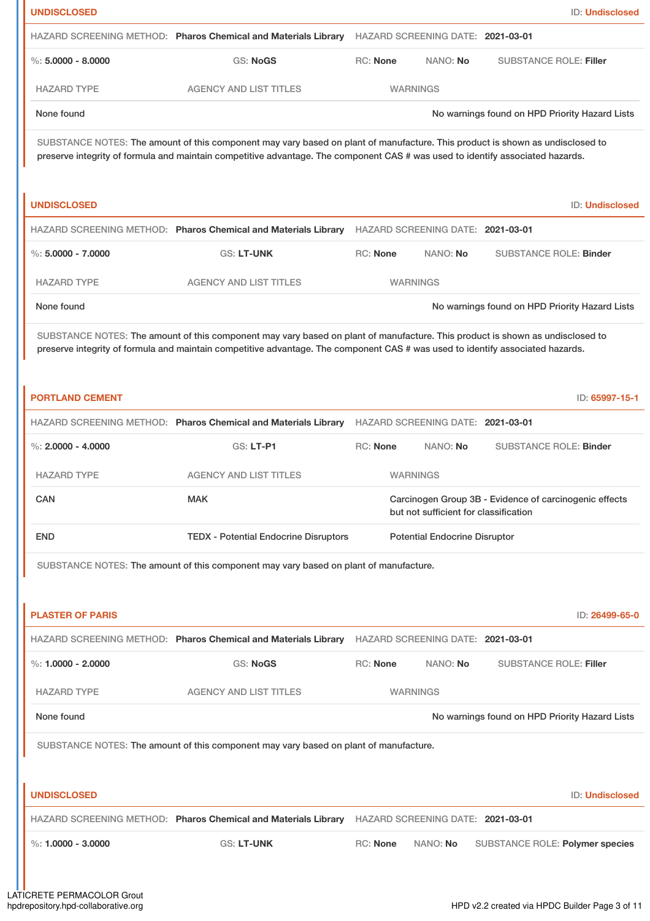### UNDISCLOSED

ID: Undisclosed

HAZARD SCREENING METHOD: **Pharos Chemical and Materials Library** HAZARD SCREENING DATE: **2021-03-01**

%: **5.0000 - 8.0000** GS: **NoGS** RC: **None** NANO: **No** SUBSTANCE ROLE: **Filler**

| HAZARD TYPE | AGENCY AND LIST TITLES | WARNINGS |
| --- | --- | --- |
| None found | | No warnings found on HPD Priority Hazard Lists |

SUBSTANCE NOTES: The amount of this component may vary based on plant of manufacture. This product is shown as undisclosed to preserve integrity of formula and maintain competitive advantage. The component CAS # was used to identify associated hazards.

### UNDISCLOSED

ID: Undisclosed

HAZARD SCREENING METHOD: **Pharos Chemical and Materials Library** HAZARD SCREENING DATE: **2021-03-01**

%: **5.0000 - 7.0000** GS: **LT-UNK** RC: **None** NANO: **No** SUBSTANCE ROLE: **Binder**

| HAZARD TYPE | AGENCY AND LIST TITLES | WARNINGS |
| --- | --- | --- |
| None found | | No warnings found on HPD Priority Hazard Lists |

SUBSTANCE NOTES: The amount of this component may vary based on plant of manufacture. This product is shown as undisclosed to preserve integrity of formula and maintain competitive advantage. The component CAS # was used to identify associated hazards.

### PORTLAND CEMENT

ID: 65997-15-1

HAZARD SCREENING METHOD: **Pharos Chemical and Materials Library** HAZARD SCREENING DATE: **2021-03-01**

%: **2.0000 - 4.0000** GS: **LT-P1** RC: **None** NANO: **No** SUBSTANCE ROLE: **Binder**

| HAZARD TYPE | AGENCY AND LIST TITLES | WARNINGS |
| --- | --- | --- |
| CAN | MAK | Carcinogen Group 3B - Evidence of carcinogenic effects but not sufficient for classification |
| END | TEDX - Potential Endocrine Disruptors | Potential Endocrine Disruptor |

SUBSTANCE NOTES: The amount of this component may vary based on plant of manufacture.

### PLASTER OF PARIS

ID: 26499-65-0

HAZARD SCREENING METHOD: **Pharos Chemical and Materials Library** HAZARD SCREENING DATE: **2021-03-01**

%: **1.0000 - 2.0000** GS: **NoGS** RC: **None** NANO: **No** SUBSTANCE ROLE: **Filler**

| HAZARD TYPE | AGENCY AND LIST TITLES | WARNINGS |
| --- | --- | --- |
| None found | | No warnings found on HPD Priority Hazard Lists |

SUBSTANCE NOTES: The amount of this component may vary based on plant of manufacture.

### UNDISCLOSED

ID: Undisclosed

HAZARD SCREENING METHOD: **Pharos Chemical and Materials Library** HAZARD SCREENING DATE: **2021-03-01**

%: **1.0000 - 3.0000** GS: **LT-UNK** RC: **None** NANO: **No** SUBSTANCE ROLE: **Polymer species**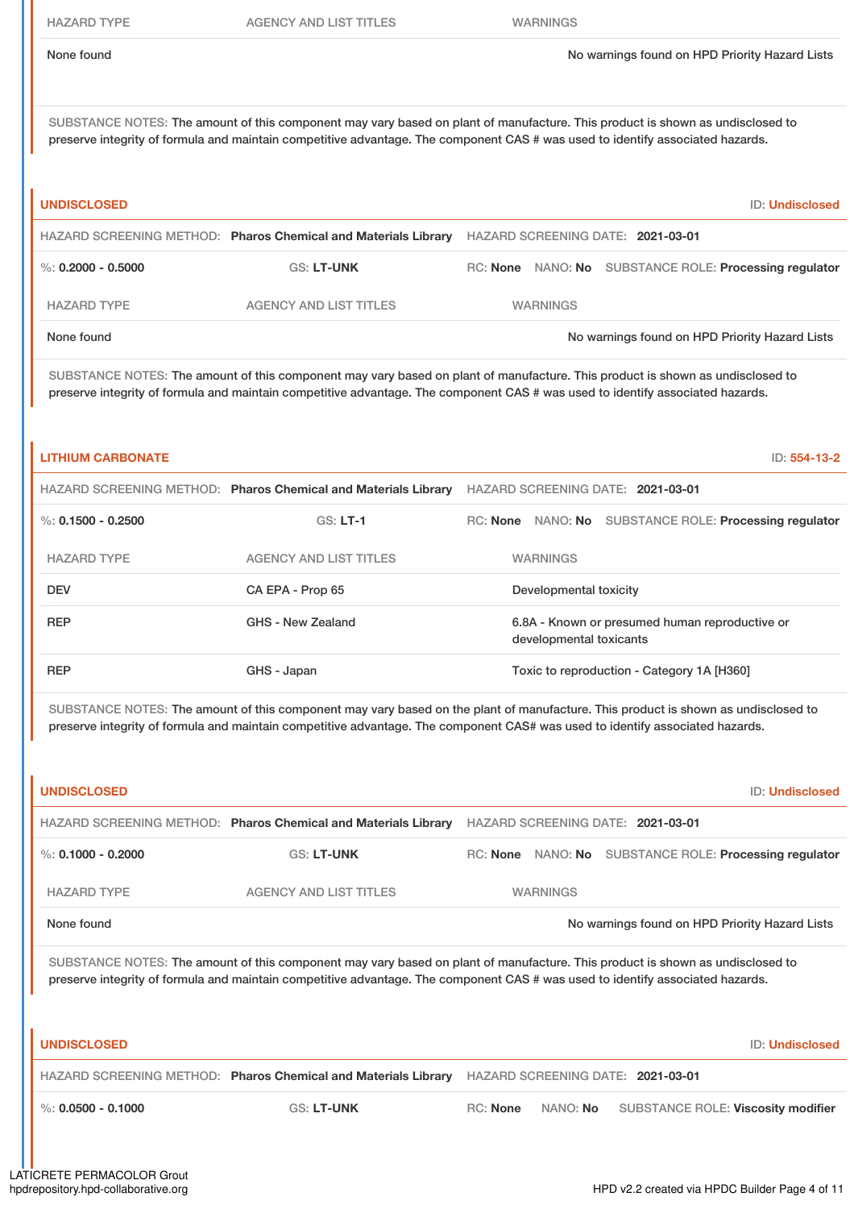| HAZARD TYPE | AGENCY AND LIST TITLES | WARNINGS |
| --- | --- | --- |
| None found | | No warnings found on HPD Priority Hazard Lists |

SUBSTANCE NOTES: The amount of this component may vary based on plant of manufacture. This product is shown as undisclosed to preserve integrity of formula and maintain competitive advantage. The component CAS # was used to identify associated hazards.

### UNDISCLOSED

ID: Undisclosed

HAZARD SCREENING METHOD: **Pharos Chemical and Materials Library** HAZARD SCREENING DATE: **2021-03-01**

%: **0.2000 - 0.5000** GS: **LT-UNK** RC: **None** NANO: **No** SUBSTANCE ROLE: **Processing regulator**

| HAZARD TYPE | AGENCY AND LIST TITLES | WARNINGS |
| --- | --- | --- |
| None found | | No warnings found on HPD Priority Hazard Lists |

SUBSTANCE NOTES: The amount of this component may vary based on plant of manufacture. This product is shown as undisclosed to preserve integrity of formula and maintain competitive advantage. The component CAS # was used to identify associated hazards.

### LITHIUM CARBONATE

ID: 554-13-2

HAZARD SCREENING METHOD: **Pharos Chemical and Materials Library** HAZARD SCREENING DATE: **2021-03-01**

%: **0.1500 - 0.2500** GS: **LT-1** RC: **None** NANO: **No** SUBSTANCE ROLE: **Processing regulator**

| HAZARD TYPE | AGENCY AND LIST TITLES | WARNINGS |
| --- | --- | --- |
| DEV | CA EPA - Prop 65 | Developmental toxicity |
| REP | GHS - New Zealand | 6.8A - Known or presumed human reproductive or developmental toxicants |
| REP | GHS - Japan | Toxic to reproduction - Category 1A [H360] |

SUBSTANCE NOTES: The amount of this component may vary based on the plant of manufacture. This product is shown as undisclosed to preserve integrity of formula and maintain competitive advantage. The component CAS# was used to identify associated hazards.

### UNDISCLOSED

ID: Undisclosed

HAZARD SCREENING METHOD: **Pharos Chemical and Materials Library** HAZARD SCREENING DATE: **2021-03-01**

%: **0.1000 - 0.2000** GS: **LT-UNK** RC: **None** NANO: **No** SUBSTANCE ROLE: **Processing regulator**

| HAZARD TYPE | AGENCY AND LIST TITLES | WARNINGS |
| --- | --- | --- |
| None found | | No warnings found on HPD Priority Hazard Lists |

SUBSTANCE NOTES: The amount of this component may vary based on plant of manufacture. This product is shown as undisclosed to preserve integrity of formula and maintain competitive advantage. The component CAS # was used to identify associated hazards.

### UNDISCLOSED

ID: Undisclosed

HAZARD SCREENING METHOD: **Pharos Chemical and Materials Library** HAZARD SCREENING DATE: **2021-03-01**

%: **0.0500 - 0.1000** GS: **LT-UNK** RC: **None** NANO: **No** SUBSTANCE ROLE: **Viscosity modifier**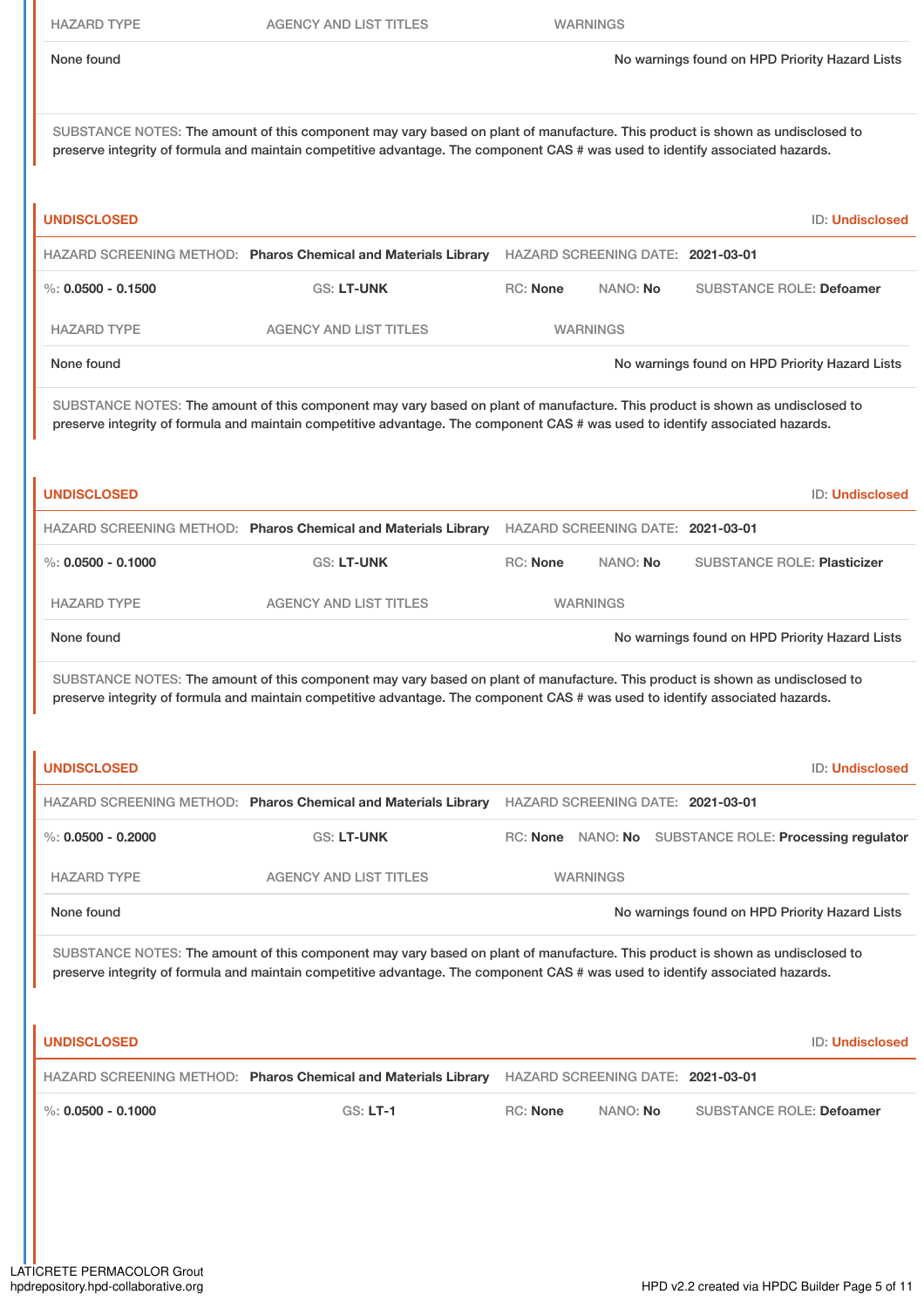| HAZARD TYPE | AGENCY AND LIST TITLES | WARNINGS |
|---|---|---|
| None found | | No warnings found on HPD Priority Hazard Lists |

SUBSTANCE NOTES: The amount of this component may vary based on plant of manufacture. This product is shown as undisclosed to preserve integrity of formula and maintain competitive advantage. The component CAS # was used to identify associated hazards.

**UNDISCLOSED** ID: **Undisclosed**

HAZARD SCREENING METHOD: **Pharos Chemical and Materials Library** HAZARD SCREENING DATE: **2021-03-01**

%: **0.0500 - 0.1500** GS: **LT-UNK** RC: **None** NANO: **No** SUBSTANCE ROLE: **Defoamer**

| HAZARD TYPE | AGENCY AND LIST TITLES | WARNINGS |
|---|---|---|
| None found | | No warnings found on HPD Priority Hazard Lists |

SUBSTANCE NOTES: The amount of this component may vary based on plant of manufacture. This product is shown as undisclosed to preserve integrity of formula and maintain competitive advantage. The component CAS # was used to identify associated hazards.

**UNDISCLOSED** ID: **Undisclosed**

HAZARD SCREENING METHOD: **Pharos Chemical and Materials Library** HAZARD SCREENING DATE: **2021-03-01**

%: **0.0500 - 0.1000** GS: **LT-UNK** RC: **None** NANO: **No** SUBSTANCE ROLE: **Plasticizer**

| HAZARD TYPE | AGENCY AND LIST TITLES | WARNINGS |
|---|---|---|
| None found | | No warnings found on HPD Priority Hazard Lists |

SUBSTANCE NOTES: The amount of this component may vary based on plant of manufacture. This product is shown as undisclosed to preserve integrity of formula and maintain competitive advantage. The component CAS # was used to identify associated hazards.

**UNDISCLOSED** ID: **Undisclosed**

HAZARD SCREENING METHOD: **Pharos Chemical and Materials Library** HAZARD SCREENING DATE: **2021-03-01**

%: **0.0500 - 0.2000** GS: **LT-UNK** RC: **None** NANO: **No** SUBSTANCE ROLE: **Processing regulator**

| HAZARD TYPE | AGENCY AND LIST TITLES | WARNINGS |
|---|---|---|
| None found | | No warnings found on HPD Priority Hazard Lists |

SUBSTANCE NOTES: The amount of this component may vary based on plant of manufacture. This product is shown as undisclosed to preserve integrity of formula and maintain competitive advantage. The component CAS # was used to identify associated hazards.

**UNDISCLOSED** ID: **Undisclosed**

HAZARD SCREENING METHOD: **Pharos Chemical and Materials Library** HAZARD SCREENING DATE: **2021-03-01**

%: **0.0500 - 0.1000** GS: **LT-1** RC: **None** NANO: **No** SUBSTANCE ROLE: **Defoamer**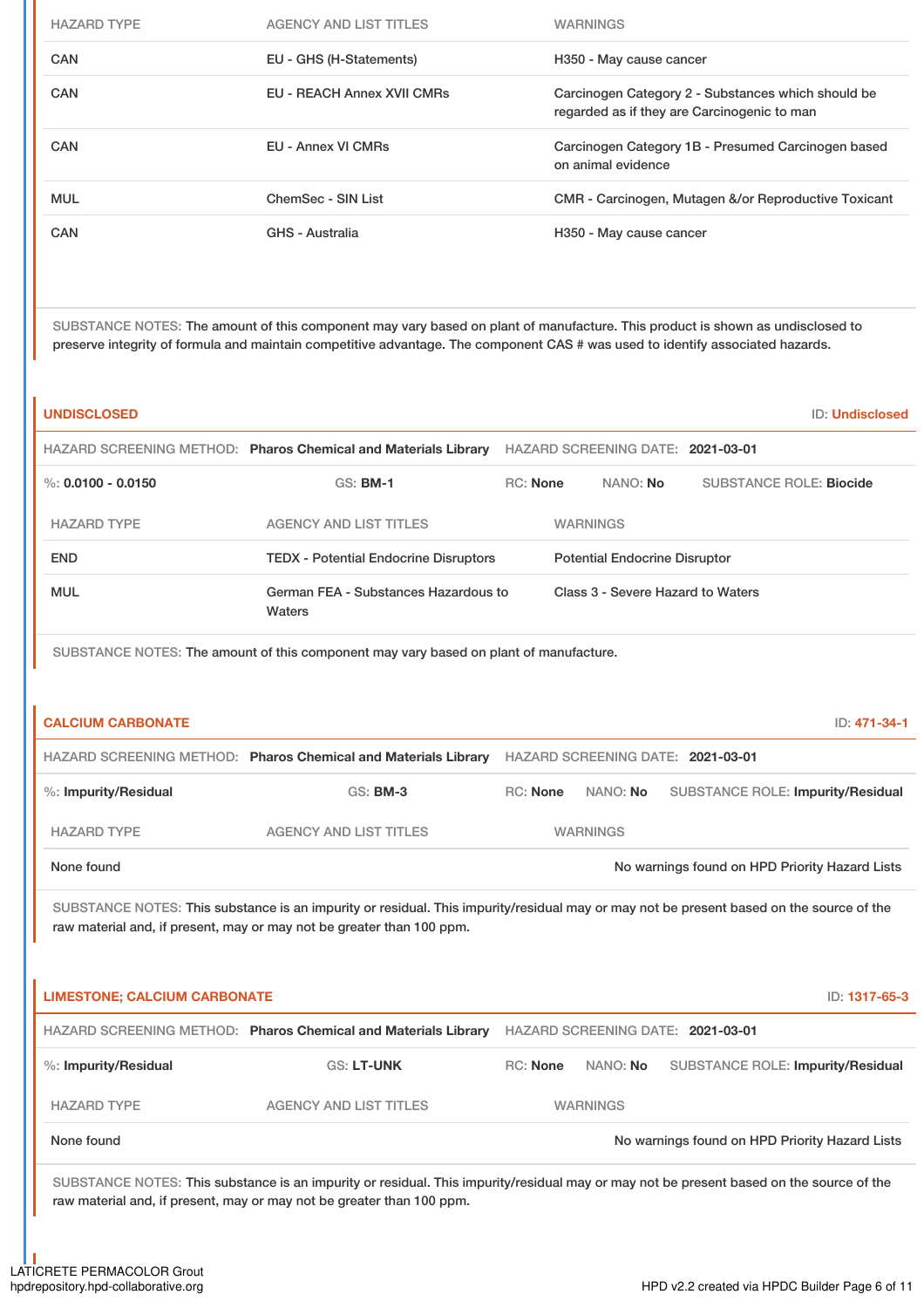| HAZARD TYPE | AGENCY AND LIST TITLES | WARNINGS |
|---|---|---|
| CAN | EU - GHS (H-Statements) | H350 - May cause cancer |
| CAN | EU - REACH Annex XVII CMRs | Carcinogen Category 2 - Substances which should be regarded as if they are Carcinogenic to man |
| CAN | EU - Annex VI CMRs | Carcinogen Category 1B - Presumed Carcinogen based on animal evidence |
| MUL | ChemSec - SIN List | CMR - Carcinogen, Mutagen &/or Reproductive Toxicant |
| CAN | GHS - Australia | H350 - May cause cancer |

SUBSTANCE NOTES: The amount of this component may vary based on plant of manufacture. This product is shown as undisclosed to preserve integrity of formula and maintain competitive advantage. The component CAS # was used to identify associated hazards.

### UNDISCLOSED

ID: Undisclosed

HAZARD SCREENING METHOD: **Pharos Chemical and Materials Library** HAZARD SCREENING DATE: **2021-03-01**

%: **0.0100 - 0.0150** GS: **BM-1** RC: **None** NANO: **No** SUBSTANCE ROLE: **Biocide**

| HAZARD TYPE | AGENCY AND LIST TITLES | WARNINGS |
|---|---|---|
| END | TEDX - Potential Endocrine Disruptors | Potential Endocrine Disruptor |
| MUL | German FEA - Substances Hazardous to Waters | Class 3 - Severe Hazard to Waters |

SUBSTANCE NOTES: The amount of this component may vary based on plant of manufacture.

### CALCIUM CARBONATE

ID: 471-34-1

HAZARD SCREENING METHOD: **Pharos Chemical and Materials Library** HAZARD SCREENING DATE: **2021-03-01**

%: **Impurity/Residual** GS: **BM-3** RC: **None** NANO: **No** SUBSTANCE ROLE: **Impurity/Residual**

| HAZARD TYPE | AGENCY AND LIST TITLES | WARNINGS |
|---|---|---|
| None found | | No warnings found on HPD Priority Hazard Lists |

SUBSTANCE NOTES: This substance is an impurity or residual. This impurity/residual may or may not be present based on the source of the raw material and, if present, may or may not be greater than 100 ppm.

### LIMESTONE; CALCIUM CARBONATE

ID: 1317-65-3

HAZARD SCREENING METHOD: **Pharos Chemical and Materials Library** HAZARD SCREENING DATE: **2021-03-01**

%: **Impurity/Residual** GS: **LT-UNK** RC: **None** NANO: **No** SUBSTANCE ROLE: **Impurity/Residual**

| HAZARD TYPE | AGENCY AND LIST TITLES | WARNINGS |
|---|---|---|
| None found | | No warnings found on HPD Priority Hazard Lists |

SUBSTANCE NOTES: This substance is an impurity or residual. This impurity/residual may or may not be present based on the source of the raw material and, if present, may or may not be greater than 100 ppm.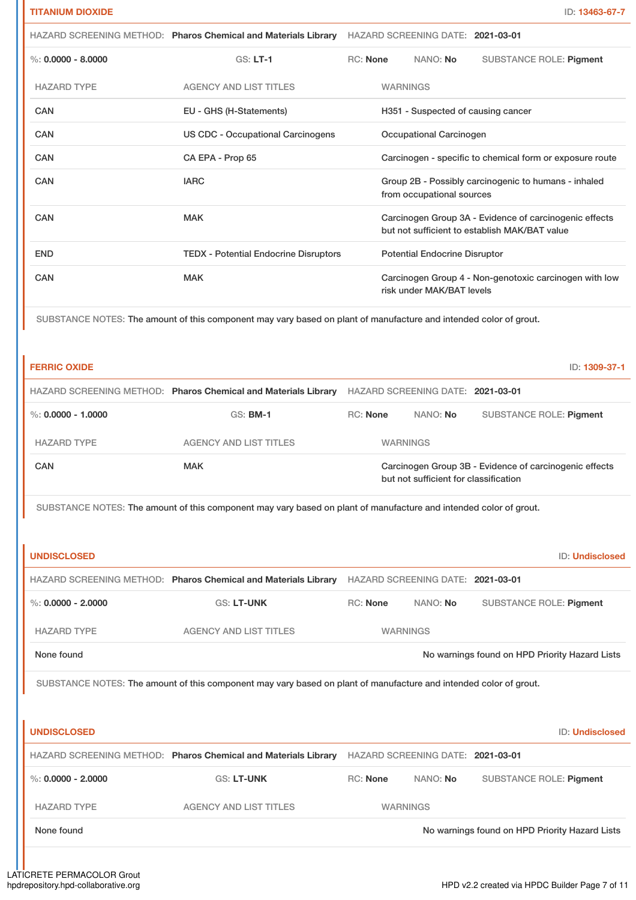## TITANIUM DIOXIDE

ID: 13463-67-7

HAZARD SCREENING METHOD: **Pharos Chemical and Materials Library** HAZARD SCREENING DATE: **2021-03-01**

%: **0.0000 - 8.0000** GS: **LT-1** RC: **None** NANO: **No** SUBSTANCE ROLE: **Pigment**

| HAZARD TYPE | AGENCY AND LIST TITLES | WARNINGS |
|---|---|---|
| CAN | EU - GHS (H-Statements) | H351 - Suspected of causing cancer |
| CAN | US CDC - Occupational Carcinogens | Occupational Carcinogen |
| CAN | CA EPA - Prop 65 | Carcinogen - specific to chemical form or exposure route |
| CAN | IARC | Group 2B - Possibly carcinogenic to humans - inhaled from occupational sources |
| CAN | MAK | Carcinogen Group 3A - Evidence of carcinogenic effects but not sufficient to establish MAK/BAT value |
| END | TEDX - Potential Endocrine Disruptors | Potential Endocrine Disruptor |
| CAN | MAK | Carcinogen Group 4 - Non-genotoxic carcinogen with low risk under MAK/BAT levels |

SUBSTANCE NOTES: The amount of this component may vary based on plant of manufacture and intended color of grout.

## FERRIC OXIDE

ID: 1309-37-1

HAZARD SCREENING METHOD: **Pharos Chemical and Materials Library** HAZARD SCREENING DATE: **2021-03-01**

%: **0.0000 - 1.0000** GS: **BM-1** RC: **None** NANO: **No** SUBSTANCE ROLE: **Pigment**

| HAZARD TYPE | AGENCY AND LIST TITLES | WARNINGS |
|---|---|---|
| CAN | MAK | Carcinogen Group 3B - Evidence of carcinogenic effects but not sufficient for classification |

SUBSTANCE NOTES: The amount of this component may vary based on plant of manufacture and intended color of grout.

## UNDISCLOSED

ID: Undisclosed

HAZARD SCREENING METHOD: **Pharos Chemical and Materials Library** HAZARD SCREENING DATE: **2021-03-01**

%: **0.0000 - 2.0000** GS: **LT-UNK** RC: **None** NANO: **No** SUBSTANCE ROLE: **Pigment**

| HAZARD TYPE | AGENCY AND LIST TITLES | WARNINGS |
|---|---|---|
| None found | | No warnings found on HPD Priority Hazard Lists |

SUBSTANCE NOTES: The amount of this component may vary based on plant of manufacture and intended color of grout.

## UNDISCLOSED

ID: Undisclosed

HAZARD SCREENING METHOD: **Pharos Chemical and Materials Library** HAZARD SCREENING DATE: **2021-03-01**

%: **0.0000 - 2.0000** GS: **LT-UNK** RC: **None** NANO: **No** SUBSTANCE ROLE: **Pigment**

| HAZARD TYPE | AGENCY AND LIST TITLES | WARNINGS |
|---|---|---|
| None found | | No warnings found on HPD Priority Hazard Lists |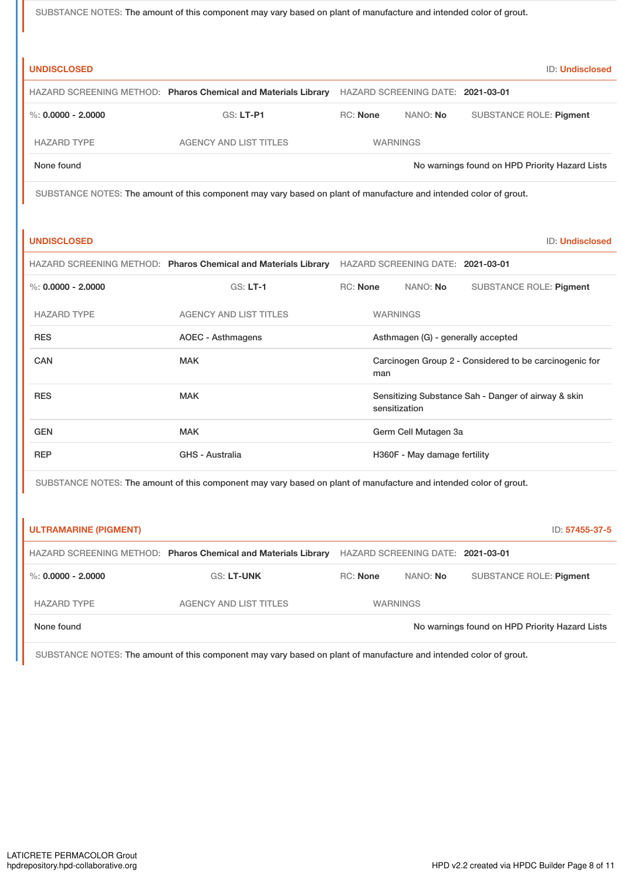SUBSTANCE NOTES: The amount of this component may vary based on plant of manufacture and intended color of grout.

### UNDISCLOSED

ID: Undisclosed

HAZARD SCREENING METHOD: **Pharos Chemical and Materials Library** HAZARD SCREENING DATE: **2021-03-01**

%: **0.0000 - 2.0000** GS: **LT-P1** RC: **None** NANO: **No** SUBSTANCE ROLE: **Pigment**

| HAZARD TYPE | AGENCY AND LIST TITLES | WARNINGS |
|---|---|---|
| None found | | No warnings found on HPD Priority Hazard Lists |

SUBSTANCE NOTES: The amount of this component may vary based on plant of manufacture and intended color of grout.

### UNDISCLOSED

ID: Undisclosed

HAZARD SCREENING METHOD: **Pharos Chemical and Materials Library** HAZARD SCREENING DATE: **2021-03-01**

%: **0.0000 - 2.0000** GS: **LT-1** RC: **None** NANO: **No** SUBSTANCE ROLE: **Pigment**

| HAZARD TYPE | AGENCY AND LIST TITLES | WARNINGS |
|---|---|---|
| RES | AOEC - Asthmagens | Asthmagen (G) - generally accepted |
| CAN | MAK | Carcinogen Group 2 - Considered to be carcinogenic for man |
| RES | MAK | Sensitizing Substance Sah - Danger of airway & skin sensitization |
| GEN | MAK | Germ Cell Mutagen 3a |
| REP | GHS - Australia | H360F - May damage fertility |

SUBSTANCE NOTES: The amount of this component may vary based on plant of manufacture and intended color of grout.

### ULTRAMARINE (PIGMENT)

ID: 57455-37-5

HAZARD SCREENING METHOD: **Pharos Chemical and Materials Library** HAZARD SCREENING DATE: **2021-03-01**

%: **0.0000 - 2.0000** GS: **LT-UNK** RC: **None** NANO: **No** SUBSTANCE ROLE: **Pigment**

| HAZARD TYPE | AGENCY AND LIST TITLES | WARNINGS |
|---|---|---|
| None found | | No warnings found on HPD Priority Hazard Lists |

SUBSTANCE NOTES: The amount of this component may vary based on plant of manufacture and intended color of grout.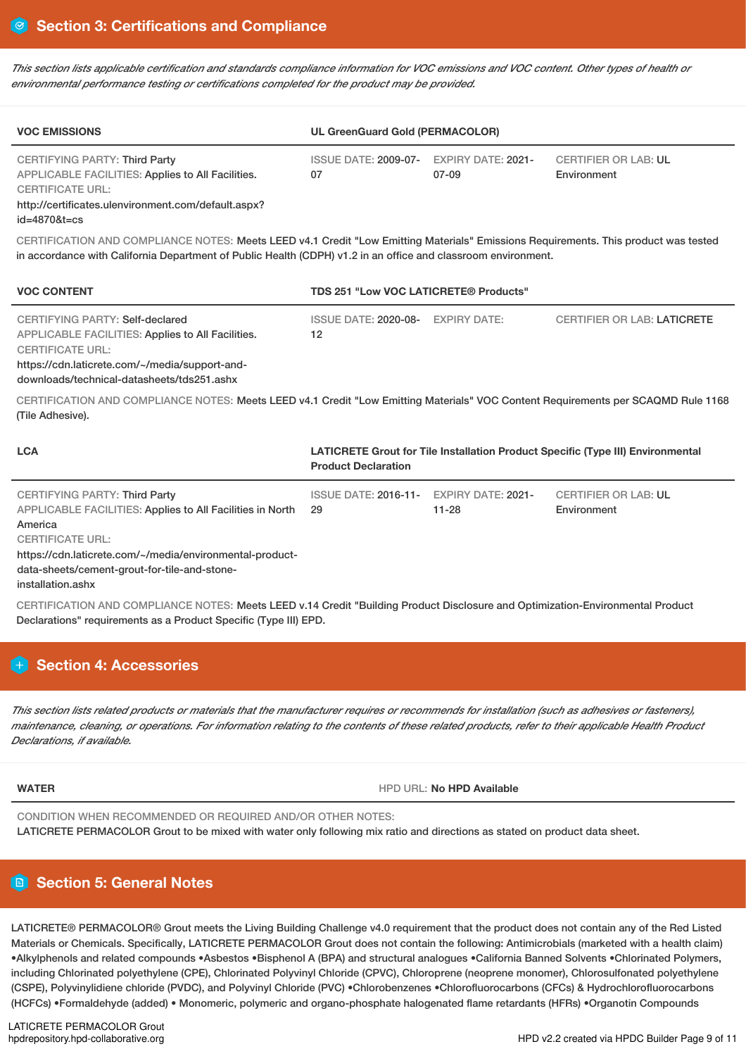## Section 3: Certifications and Compliance

*This section lists applicable certification and standards compliance information for VOC emissions and VOC content. Other types of health or environmental performance testing or certifications completed for the product may be provided.*

| VOC EMISSIONS | UL GreenGuard Gold (PERMACOLOR) | | |
|---|---|---|---|
| CERTIFYING PARTY: Third Party<br>APPLICABLE FACILITIES: Applies to All Facilities.<br>CERTIFICATE URL:<br>http://certificates.ulenvironment.com/default.aspx?id=4870&t=cs | ISSUE DATE: 2009-07-07 | EXPIRY DATE: 2021-07-09 | CERTIFIER OR LAB: UL Environment |

CERTIFICATION AND COMPLIANCE NOTES: Meets LEED v4.1 Credit "Low Emitting Materials" Emissions Requirements. This product was tested in accordance with California Department of Public Health (CDPH) v1.2 in an office and classroom environment.

| VOC CONTENT | TDS 251 "Low VOC LATICRETE® Products" | | |
|---|---|---|---|
| CERTIFYING PARTY: Self-declared<br>APPLICABLE FACILITIES: Applies to All Facilities.<br>CERTIFICATE URL:<br>https://cdn.laticrete.com/~/media/support-and-downloads/technical-datasheets/tds251.ashx | ISSUE DATE: 2020-08-12 | EXPIRY DATE: | CERTIFIER OR LAB: LATICRETE |

CERTIFICATION AND COMPLIANCE NOTES: Meets LEED v4.1 Credit "Low Emitting Materials" VOC Content Requirements per SCAQMD Rule 1168 (Tile Adhesive).

| LCA | LATICRETE Grout for Tile Installation Product Specific (Type III) Environmental Product Declaration | | |
|---|---|---|---|
| CERTIFYING PARTY: Third Party<br>APPLICABLE FACILITIES: Applies to All Facilities in North America<br>CERTIFICATE URL:<br>https://cdn.laticrete.com/~/media/environmental-product-data-sheets/cement-grout-for-tile-and-stone-installation.ashx | ISSUE DATE: 2016-11-29 | EXPIRY DATE: 2021-11-28 | CERTIFIER OR LAB: UL Environment |

CERTIFICATION AND COMPLIANCE NOTES: Meets LEED v.14 Credit "Building Product Disclosure and Optimization-Environmental Product Declarations" requirements as a Product Specific (Type III) EPD.

## Section 4: Accessories

*This section lists related products or materials that the manufacturer requires or recommends for installation (such as adhesives or fasteners), maintenance, cleaning, or operations. For information relating to the contents of these related products, refer to their applicable Health Product Declarations, if available.*

| WATER | HPD URL: No HPD Available |
|---|---|

CONDITION WHEN RECOMMENDED OR REQUIRED AND/OR OTHER NOTES:
LATICRETE PERMACOLOR Grout to be mixed with water only following mix ratio and directions as stated on product data sheet.

## Section 5: General Notes

LATICRETE® PERMACOLOR® Grout meets the Living Building Challenge v4.0 requirement that the product does not contain any of the Red Listed Materials or Chemicals. Specifically, LATICRETE PERMACOLOR Grout does not contain the following: Antimicrobials (marketed with a health claim) •Alkylphenols and related compounds •Asbestos •Bisphenol A (BPA) and structural analogues •California Banned Solvents •Chlorinated Polymers, including Chlorinated polyethylene (CPE), Chlorinated Polyvinyl Chloride (CPVC), Chloroprene (neoprene monomer), Chlorosulfonated polyethylene (CSPE), Polyvinylidiene chloride (PVDC), and Polyvinyl Chloride (PVC) •Chlorobenzenes •Chlorofluorocarbons (CFCs) & Hydrochlorofluorocarbons (HCFCs) •Formaldehyde (added) • Monomeric, polymeric and organo-phosphate halogenated flame retardants (HFRs) •Organotin Compounds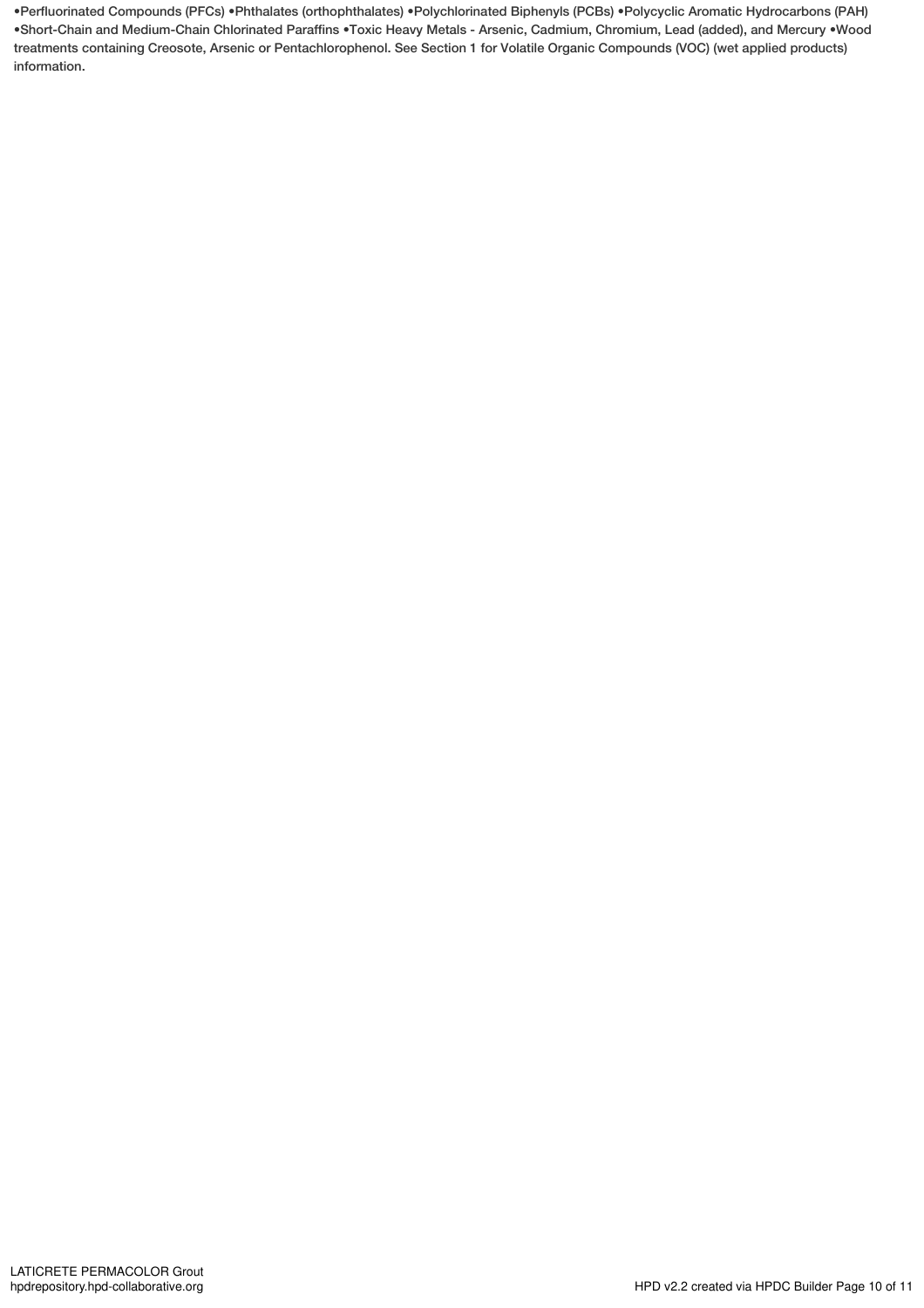•Perfluorinated Compounds (PFCs) •Phthalates (orthophthalates) •Polychlorinated Biphenyls (PCBs) •Polycyclic Aromatic Hydrocarbons (PAH) •Short-Chain and Medium-Chain Chlorinated Paraffins •Toxic Heavy Metals - Arsenic, Cadmium, Chromium, Lead (added), and Mercury •Wood treatments containing Creosote, Arsenic or Pentachlorophenol. See Section 1 for Volatile Organic Compounds (VOC) (wet applied products) information.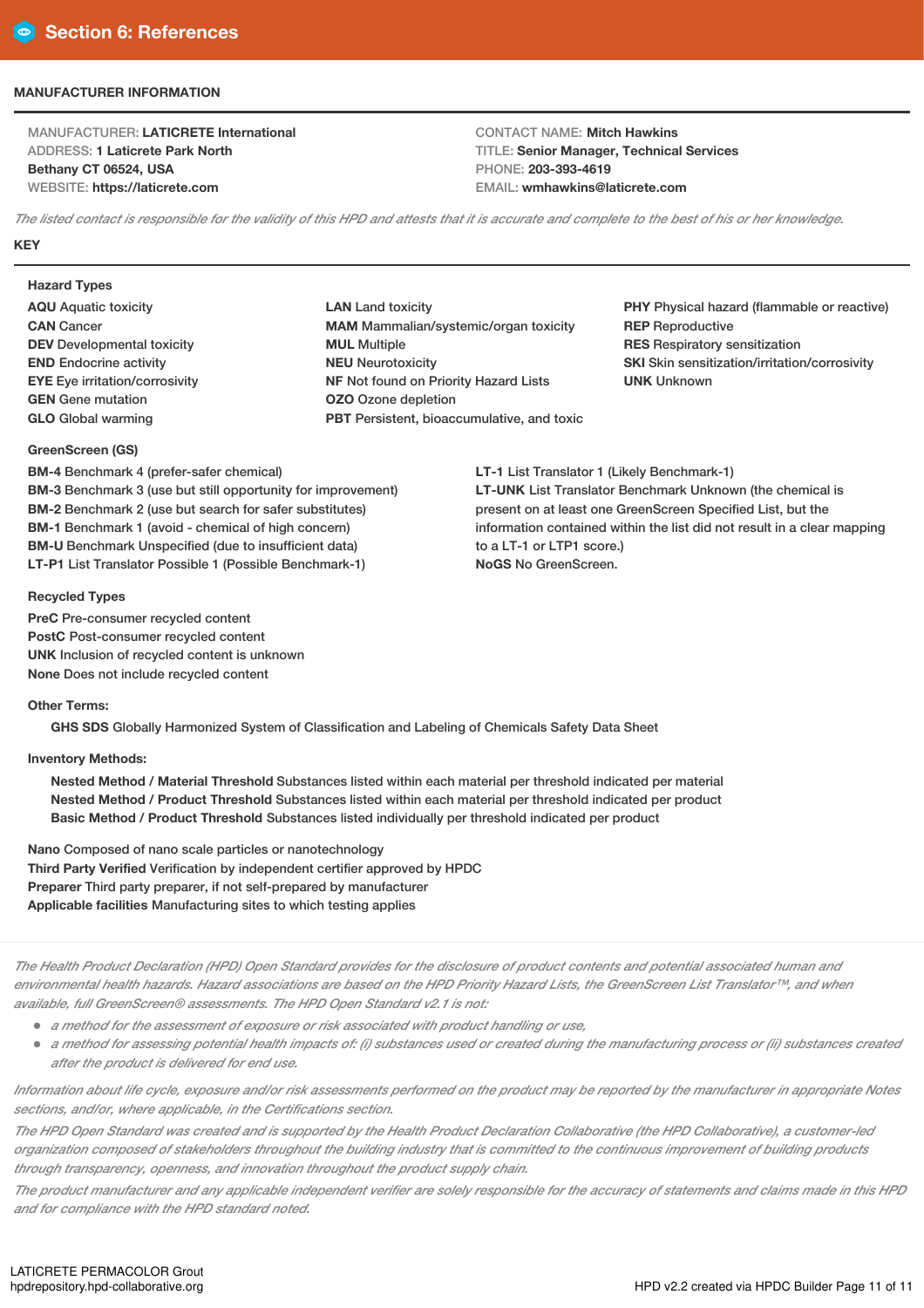# Section 6: References

## MANUFACTURER INFORMATION

MANUFACTURER: **LATICRETE International**
ADDRESS: **1 Laticrete Park North**
**Bethany CT 06524, USA**
WEBSITE: **https://laticrete.com**

CONTACT NAME: **Mitch Hawkins**
TITLE: **Senior Manager, Technical Services**
PHONE: **203-393-4619**
EMAIL: **wmhawkins@laticrete.com**

*The listed contact is responsible for the validity of this HPD and attests that it is accurate and complete to the best of his or her knowledge.*

## KEY

### Hazard Types

**AQU** Aquatic toxicity
**CAN** Cancer
**DEV** Developmental toxicity
**END** Endocrine activity
**EYE** Eye irritation/corrosivity
**GEN** Gene mutation
**GLO** Global warming
**LAN** Land toxicity
**MAM** Mammalian/systemic/organ toxicity
**MUL** Multiple
**NEU** Neurotoxicity
**NF** Not found on Priority Hazard Lists
**OZO** Ozone depletion
**PBT** Persistent, bioaccumulative, and toxic
**PHY** Physical hazard (flammable or reactive)
**REP** Reproductive
**RES** Respiratory sensitization
**SKI** Skin sensitization/irritation/corrosivity
**UNK** Unknown

### GreenScreen (GS)

**BM-4** Benchmark 4 (prefer-safer chemical)
**BM-3** Benchmark 3 (use but still opportunity for improvement)
**BM-2** Benchmark 2 (use but search for safer substitutes)
**BM-1** Benchmark 1 (avoid - chemical of high concern)
**BM-U** Benchmark Unspecified (due to insufficient data)
**LT-P1** List Translator Possible 1 (Possible Benchmark-1)
**LT-1** List Translator 1 (Likely Benchmark-1)
**LT-UNK** List Translator Benchmark Unknown (the chemical is present on at least one GreenScreen Specified List, but the information contained within the list did not result in a clear mapping to a LT-1 or LTP1 score.)
**NoGS** No GreenScreen.

### Recycled Types

**PreC** Pre-consumer recycled content
**PostC** Post-consumer recycled content
**UNK** Inclusion of recycled content is unknown
**None** Does not include recycled content

### Other Terms:

**GHS SDS** Globally Harmonized System of Classification and Labeling of Chemicals Safety Data Sheet

### Inventory Methods:

**Nested Method / Material Threshold** Substances listed within each material per threshold indicated per material
**Nested Method / Product Threshold** Substances listed within each material per threshold indicated per product
**Basic Method / Product Threshold** Substances listed individually per threshold indicated per product

**Nano** Composed of nano scale particles or nanotechnology
**Third Party Verified** Verification by independent certifier approved by HPDC
**Preparer** Third party preparer, if not self-prepared by manufacturer
**Applicable facilities** Manufacturing sites to which testing applies

*The Health Product Declaration (HPD) Open Standard provides for the disclosure of product contents and potential associated human and environmental health hazards. Hazard associations are based on the HPD Priority Hazard Lists, the GreenScreen List Translator™, and when available, full GreenScreen® assessments. The HPD Open Standard v2.1 is not:*

- *a method for the assessment of exposure or risk associated with product handling or use,*
- *a method for assessing potential health impacts of: (i) substances used or created during the manufacturing process or (ii) substances created after the product is delivered for end use.*

*Information about life cycle, exposure and/or risk assessments performed on the product may be reported by the manufacturer in appropriate Notes sections, and/or, where applicable, in the Certifications section.*

*The HPD Open Standard was created and is supported by the Health Product Declaration Collaborative (the HPD Collaborative), a customer-led organization composed of stakeholders throughout the building industry that is committed to the continuous improvement of building products through transparency, openness, and innovation throughout the product supply chain.*

*The product manufacturer and any applicable independent verifier are solely responsible for the accuracy of statements and claims made in this HPD and for compliance with the HPD standard noted.*